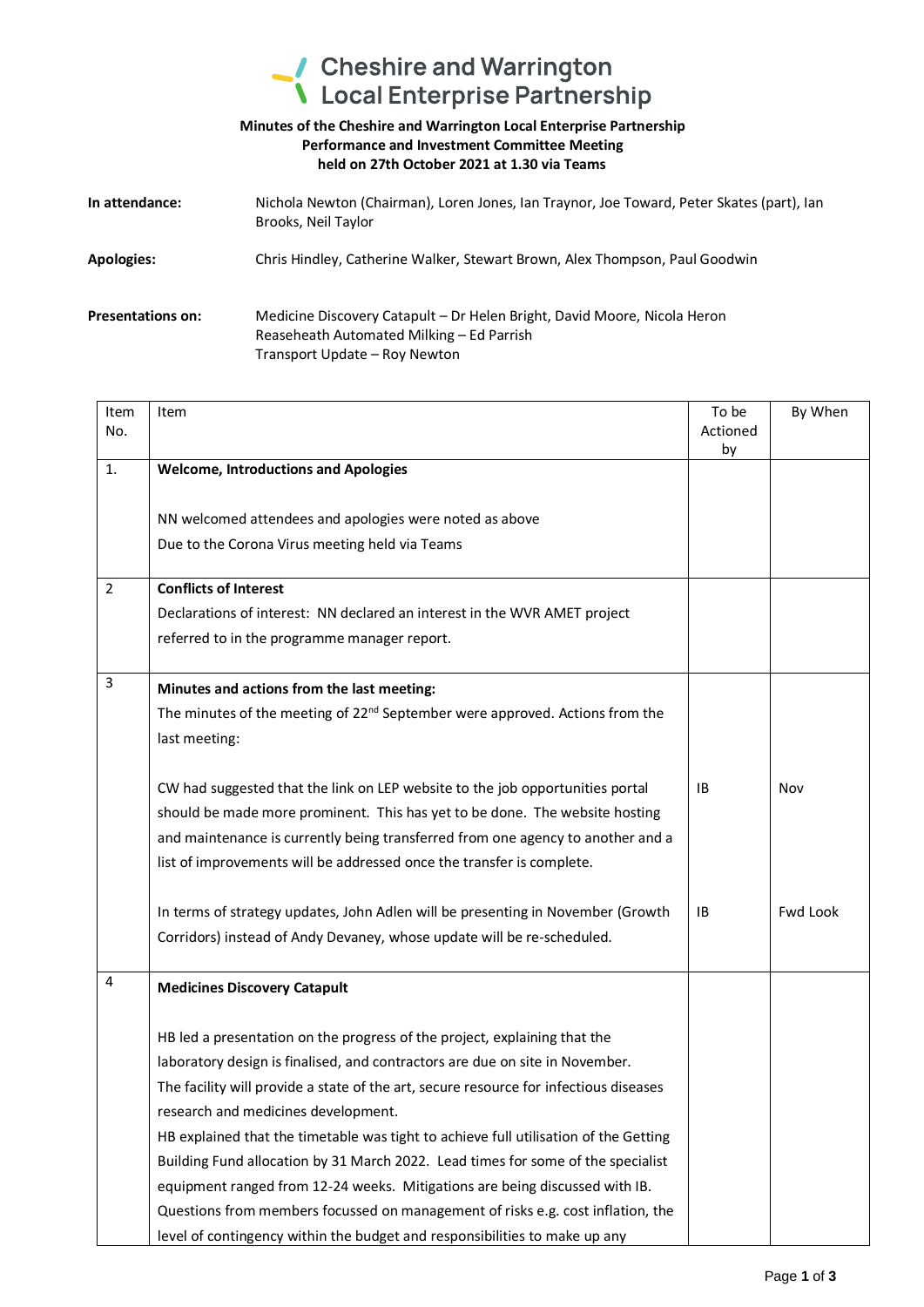Cheshire and Warrington Local Enterprise Partnership

**Minutes of the Cheshire and Warrington Local Enterprise Partnership Performance and Investment Committee Meeting held on 27th October 2021 at 1.30 via Teams**

**In attendance:** Nichola Newton (Chairman), Loren Jones, Ian Traynor, Joe Toward, Peter Skates (part), Ian Brooks, Neil Taylor

**Apologies:** Chris Hindley, Catherine Walker, Stewart Brown, Alex Thompson, Paul Goodwin

**Presentations on:** Medicine Discovery Catapult – Dr Helen Bright, David Moore, Nicola Heron
Reaseheath Automated Milking – Ed Parrish
Transport Update – Roy Newton

| Item No. | Item | To be Actioned by | By When |
|---|---|---|---|
| 1. | **Welcome, Introductions and Apologies**<br><br>NN welcomed attendees and apologies were noted as above<br>Due to the Corona Virus meeting held via Teams | | |
| 2 | **Conflicts of Interest**<br>Declarations of interest: NN declared an interest in the WVR AMET project referred to in the programme manager report. | | |
| 3 | **Minutes and actions from the last meeting:**<br>The minutes of the meeting of 22nd September were approved. Actions from the last meeting:<br><br>CW had suggested that the link on LEP website to the job opportunities portal should be made more prominent. This has yet to be done. The website hosting and maintenance is currently being transferred from one agency to another and a list of improvements will be addressed once the transfer is complete.<br><br>In terms of strategy updates, John Adlen will be presenting in November (Growth Corridors) instead of Andy Devaney, whose update will be re-scheduled. | IB<br><br><br><br><br>IB | Nov<br><br><br><br><br>Fwd Look |
| 4 | **Medicines Discovery Catapult**<br><br>HB led a presentation on the progress of the project, explaining that the laboratory design is finalised, and contractors are due on site in November.<br>The facility will provide a state of the art, secure resource for infectious diseases research and medicines development.<br>HB explained that the timetable was tight to achieve full utilisation of the Getting Building Fund allocation by 31 March 2022. Lead times for some of the specialist equipment ranged from 12-24 weeks. Mitigations are being discussed with IB.<br>Questions from members focussed on management of risks e.g. cost inflation, the level of contingency within the budget and responsibilities to make up any | | |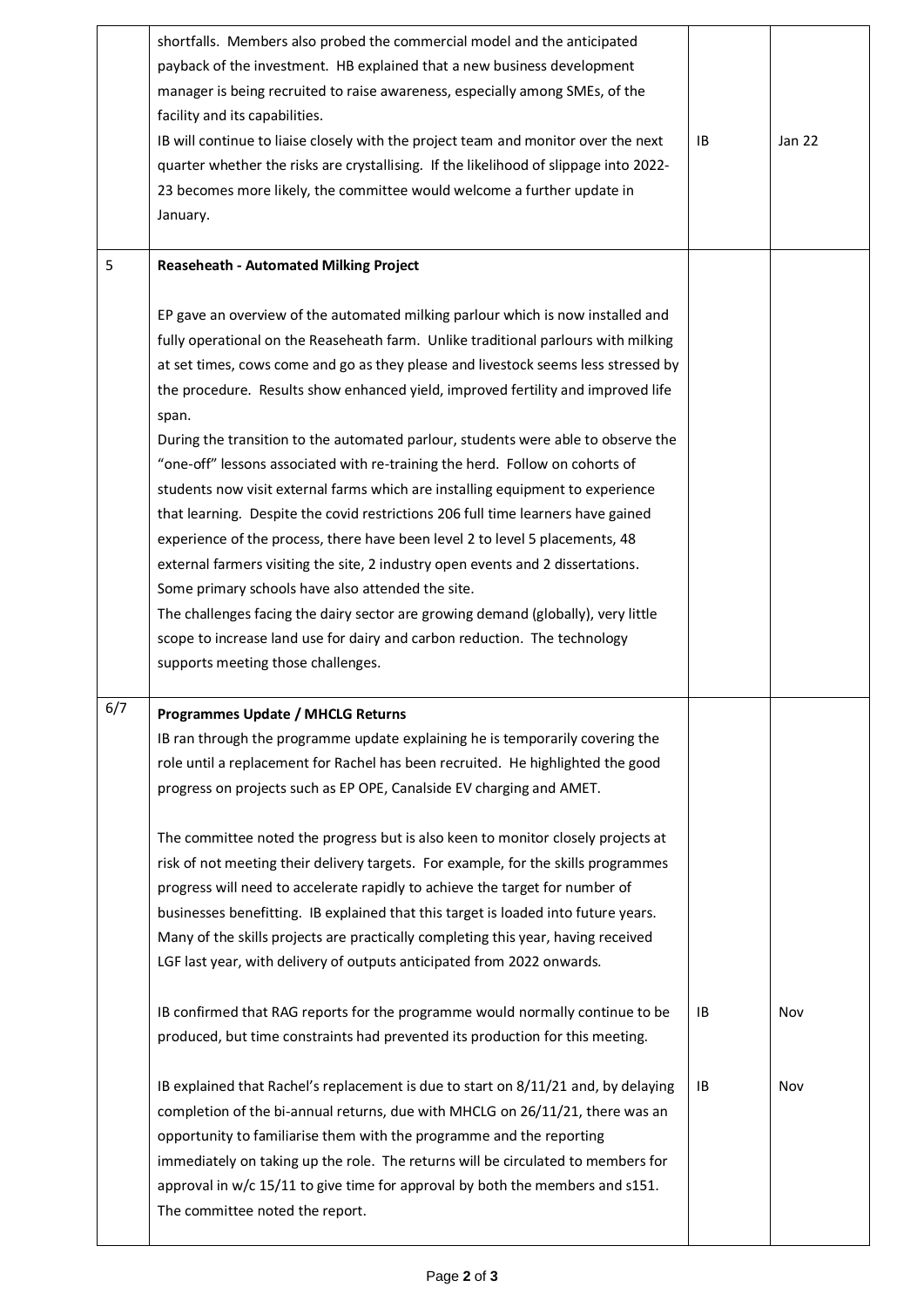| | | | |
|---|---|---|---|
| | shortfalls. Members also probed the commercial model and the anticipated payback of the investment. HB explained that a new business development manager is being recruited to raise awareness, especially among SMEs, of the facility and its capabilities.<br>IB will continue to liaise closely with the project team and monitor over the next quarter whether the risks are crystallising. If the likelihood of slippage into 2022-23 becomes more likely, the committee would welcome a further update in January. | IB | Jan 22 |
| 5 | **Reaseheath - Automated Milking Project**<br><br>EP gave an overview of the automated milking parlour which is now installed and fully operational on the Reaseheath farm. Unlike traditional parlours with milking at set times, cows come and go as they please and livestock seems less stressed by the procedure. Results show enhanced yield, improved fertility and improved life span.<br>During the transition to the automated parlour, students were able to observe the "one-off" lessons associated with re-training the herd. Follow on cohorts of students now visit external farms which are installing equipment to experience that learning. Despite the covid restrictions 206 full time learners have gained experience of the process, there have been level 2 to level 5 placements, 48 external farmers visiting the site, 2 industry open events and 2 dissertations. Some primary schools have also attended the site.<br>The challenges facing the dairy sector are growing demand (globally), very little scope to increase land use for dairy and carbon reduction. The technology supports meeting those challenges. | | |
| 6/7 | **Programmes Update / MHCLG Returns**<br>IB ran through the programme update explaining he is temporarily covering the role until a replacement for Rachel has been recruited. He highlighted the good progress on projects such as EP OPE, Canalside EV charging and AMET.<br><br>The committee noted the progress but is also keen to monitor closely projects at risk of not meeting their delivery targets. For example, for the skills programmes progress will need to accelerate rapidly to achieve the target for number of businesses benefitting. IB explained that this target is loaded into future years. Many of the skills projects are practically completing this year, having received LGF last year, with delivery of outputs anticipated from 2022 onwards. | | |
| | IB confirmed that RAG reports for the programme would normally continue to be produced, but time constraints had prevented its production for this meeting. | IB | Nov |
| | IB explained that Rachel's replacement is due to start on 8/11/21 and, by delaying completion of the bi-annual returns, due with MHCLG on 26/11/21, there was an opportunity to familiarise them with the programme and the reporting immediately on taking up the role. The returns will be circulated to members for approval in w/c 15/11 to give time for approval by both the members and s151.<br>The committee noted the report. | IB | Nov |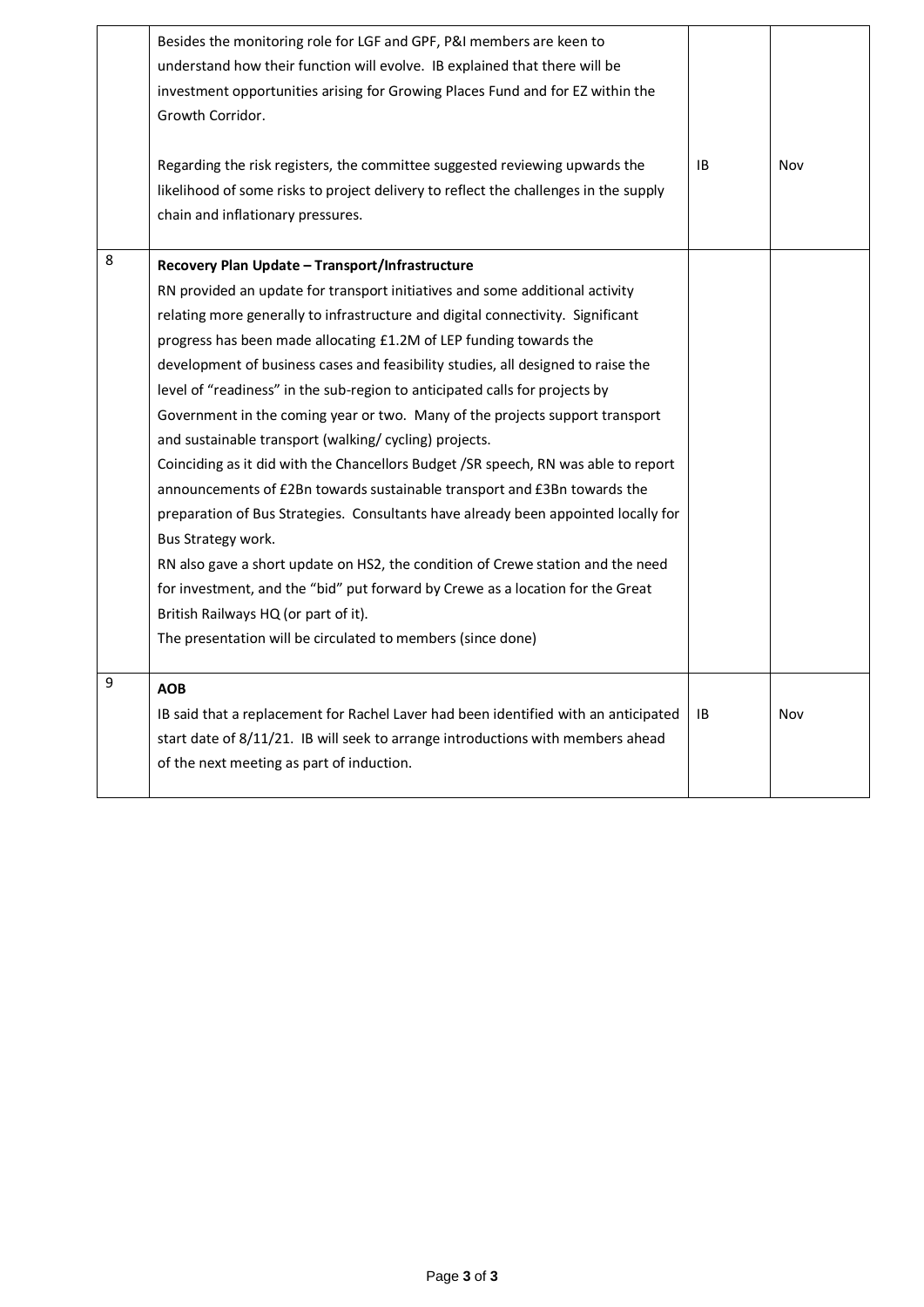| | | | |
|---|---|---|---|
| | Besides the monitoring role for LGF and GPF, P&I members are keen to understand how their function will evolve. IB explained that there will be investment opportunities arising for Growing Places Fund and for EZ within the Growth Corridor.<br><br>Regarding the risk registers, the committee suggested reviewing upwards the likelihood of some risks to project delivery to reflect the challenges in the supply chain and inflationary pressures. | <br><br><br><br>IB | <br><br><br><br>Nov |
| 8 | **Recovery Plan Update – Transport/Infrastructure**<br>RN provided an update for transport initiatives and some additional activity relating more generally to infrastructure and digital connectivity. Significant progress has been made allocating £1.2M of LEP funding towards the development of business cases and feasibility studies, all designed to raise the level of "readiness" in the sub-region to anticipated calls for projects by Government in the coming year or two. Many of the projects support transport and sustainable transport (walking/ cycling) projects.<br>Coinciding as it did with the Chancellors Budget /SR speech, RN was able to report announcements of £2Bn towards sustainable transport and £3Bn towards the preparation of Bus Strategies. Consultants have already been appointed locally for Bus Strategy work.<br>RN also gave a short update on HS2, the condition of Crewe station and the need for investment, and the "bid" put forward by Crewe as a location for the Great British Railways HQ (or part of it).<br>The presentation will be circulated to members (since done) | | |
| 9 | **AOB**<br>IB said that a replacement for Rachel Laver had been identified with an anticipated start date of 8/11/21. IB will seek to arrange introductions with members ahead of the next meeting as part of induction. | IB | Nov |